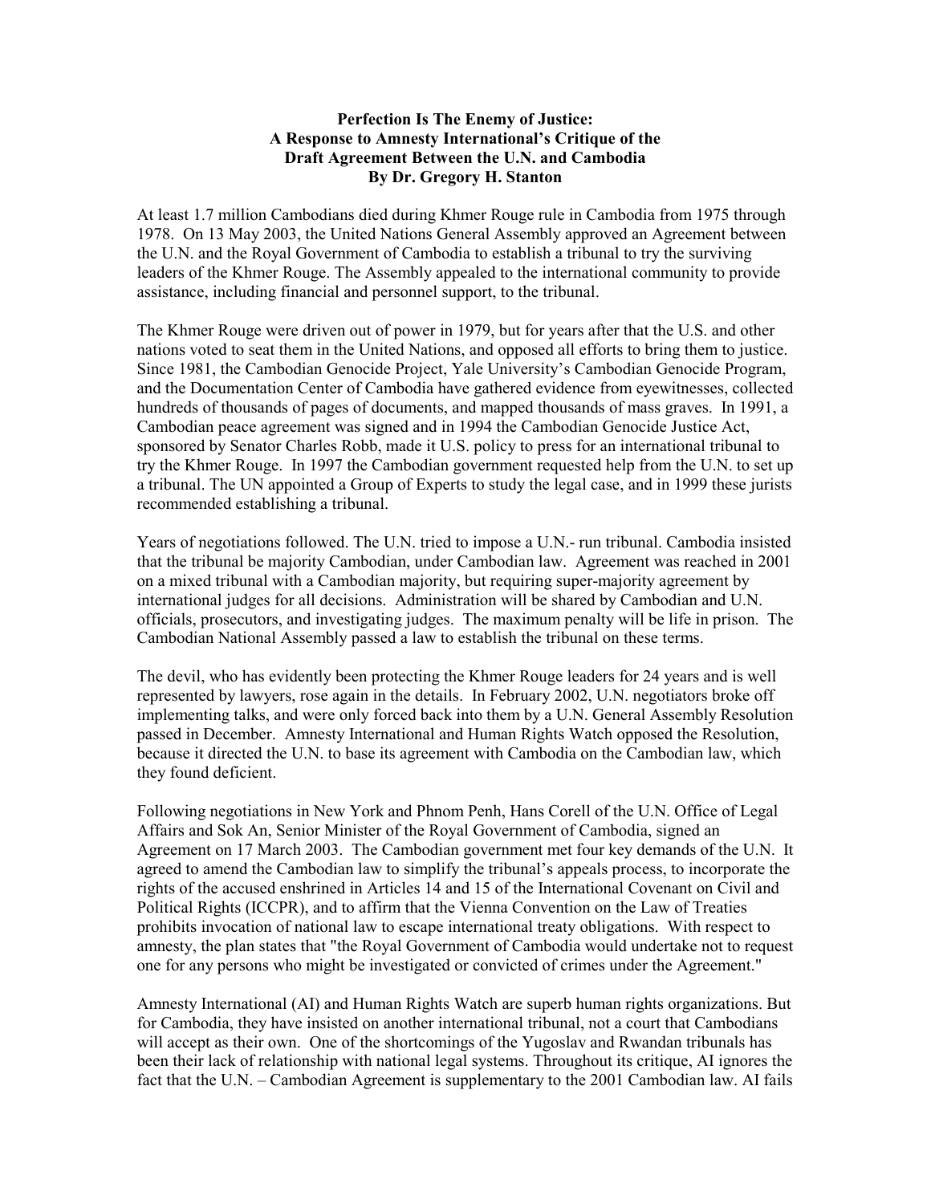**Perfection Is The Enemy of Justice:**
**A Response to Amnesty International's Critique of the**
**Draft Agreement Between the U.N. and Cambodia**
**By Dr. Gregory H. Stanton**

At least 1.7 million Cambodians died during Khmer Rouge rule in Cambodia from 1975 through 1978. On 13 May 2003, the United Nations General Assembly approved an Agreement between the U.N. and the Royal Government of Cambodia to establish a tribunal to try the surviving leaders of the Khmer Rouge. The Assembly appealed to the international community to provide assistance, including financial and personnel support, to the tribunal.

The Khmer Rouge were driven out of power in 1979, but for years after that the U.S. and other nations voted to seat them in the United Nations, and opposed all efforts to bring them to justice. Since 1981, the Cambodian Genocide Project, Yale University's Cambodian Genocide Program, and the Documentation Center of Cambodia have gathered evidence from eyewitnesses, collected hundreds of thousands of pages of documents, and mapped thousands of mass graves. In 1991, a Cambodian peace agreement was signed and in 1994 the Cambodian Genocide Justice Act, sponsored by Senator Charles Robb, made it U.S. policy to press for an international tribunal to try the Khmer Rouge. In 1997 the Cambodian government requested help from the U.N. to set up a tribunal. The UN appointed a Group of Experts to study the legal case, and in 1999 these jurists recommended establishing a tribunal.

Years of negotiations followed. The U.N. tried to impose a U.N.- run tribunal. Cambodia insisted that the tribunal be majority Cambodian, under Cambodian law. Agreement was reached in 2001 on a mixed tribunal with a Cambodian majority, but requiring super-majority agreement by international judges for all decisions. Administration will be shared by Cambodian and U.N. officials, prosecutors, and investigating judges. The maximum penalty will be life in prison. The Cambodian National Assembly passed a law to establish the tribunal on these terms.

The devil, who has evidently been protecting the Khmer Rouge leaders for 24 years and is well represented by lawyers, rose again in the details. In February 2002, U.N. negotiators broke off implementing talks, and were only forced back into them by a U.N. General Assembly Resolution passed in December. Amnesty International and Human Rights Watch opposed the Resolution, because it directed the U.N. to base its agreement with Cambodia on the Cambodian law, which they found deficient.

Following negotiations in New York and Phnom Penh, Hans Corell of the U.N. Office of Legal Affairs and Sok An, Senior Minister of the Royal Government of Cambodia, signed an Agreement on 17 March 2003. The Cambodian government met four key demands of the U.N. It agreed to amend the Cambodian law to simplify the tribunal's appeals process, to incorporate the rights of the accused enshrined in Articles 14 and 15 of the International Covenant on Civil and Political Rights (ICCPR), and to affirm that the Vienna Convention on the Law of Treaties prohibits invocation of national law to escape international treaty obligations. With respect to amnesty, the plan states that "the Royal Government of Cambodia would undertake not to request one for any persons who might be investigated or convicted of crimes under the Agreement."

Amnesty International (AI) and Human Rights Watch are superb human rights organizations. But for Cambodia, they have insisted on another international tribunal, not a court that Cambodians will accept as their own. One of the shortcomings of the Yugoslav and Rwandan tribunals has been their lack of relationship with national legal systems. Throughout its critique, AI ignores the fact that the U.N. – Cambodian Agreement is supplementary to the 2001 Cambodian law. AI fails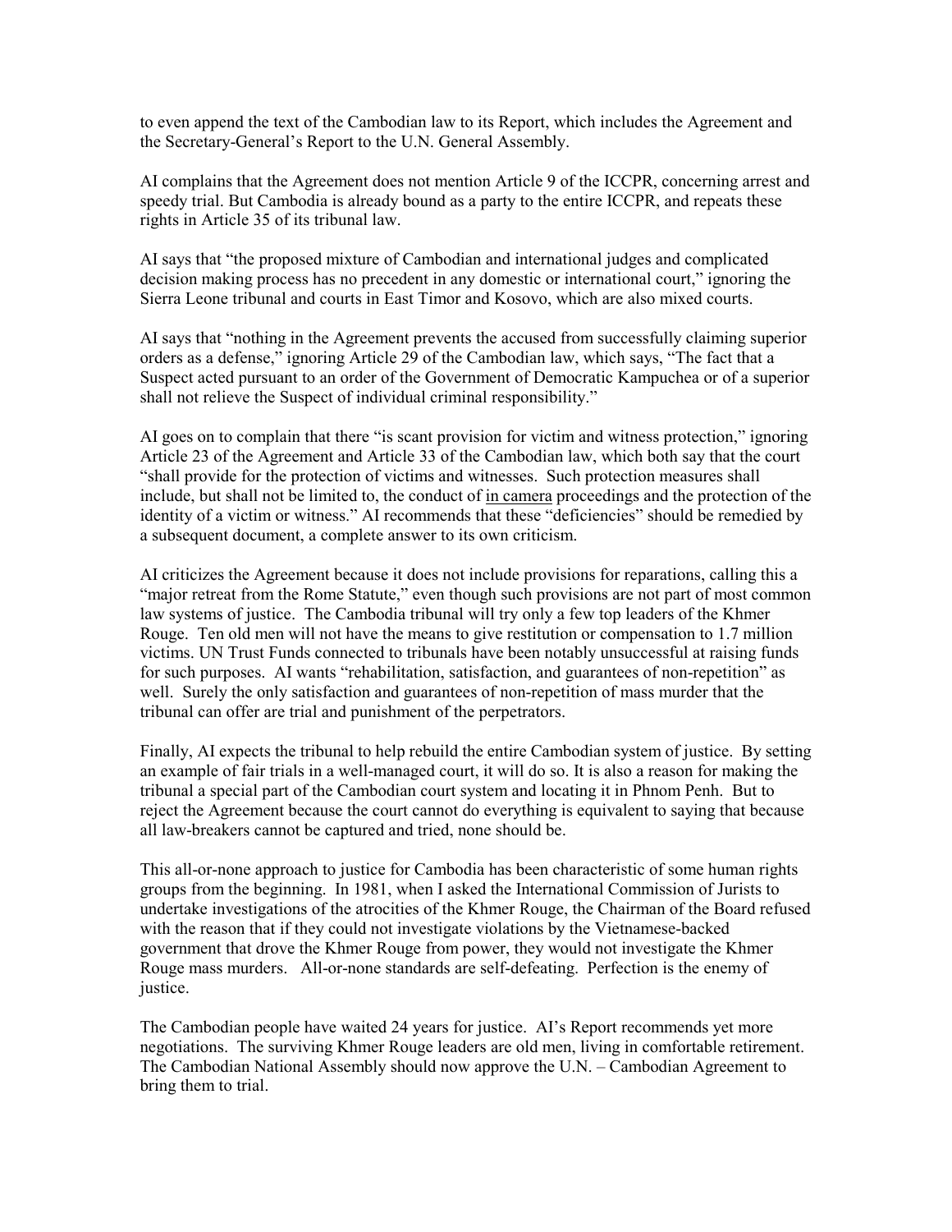to even append the text of the Cambodian law to its Report, which includes the Agreement and the Secretary-General's Report to the U.N. General Assembly.

AI complains that the Agreement does not mention Article 9 of the ICCPR, concerning arrest and speedy trial. But Cambodia is already bound as a party to the entire ICCPR, and repeats these rights in Article 35 of its tribunal law.

AI says that "the proposed mixture of Cambodian and international judges and complicated decision making process has no precedent in any domestic or international court," ignoring the Sierra Leone tribunal and courts in East Timor and Kosovo, which are also mixed courts.

AI says that "nothing in the Agreement prevents the accused from successfully claiming superior orders as a defense," ignoring Article 29 of the Cambodian law, which says, "The fact that a Suspect acted pursuant to an order of the Government of Democratic Kampuchea or of a superior shall not relieve the Suspect of individual criminal responsibility."

AI goes on to complain that there "is scant provision for victim and witness protection," ignoring Article 23 of the Agreement and Article 33 of the Cambodian law, which both say that the court "shall provide for the protection of victims and witnesses. Such protection measures shall include, but shall not be limited to, the conduct of in camera proceedings and the protection of the identity of a victim or witness." AI recommends that these "deficiencies" should be remedied by a subsequent document, a complete answer to its own criticism.

AI criticizes the Agreement because it does not include provisions for reparations, calling this a "major retreat from the Rome Statute," even though such provisions are not part of most common law systems of justice. The Cambodia tribunal will try only a few top leaders of the Khmer Rouge. Ten old men will not have the means to give restitution or compensation to 1.7 million victims. UN Trust Funds connected to tribunals have been notably unsuccessful at raising funds for such purposes. AI wants "rehabilitation, satisfaction, and guarantees of non-repetition" as well. Surely the only satisfaction and guarantees of non-repetition of mass murder that the tribunal can offer are trial and punishment of the perpetrators.

Finally, AI expects the tribunal to help rebuild the entire Cambodian system of justice. By setting an example of fair trials in a well-managed court, it will do so. It is also a reason for making the tribunal a special part of the Cambodian court system and locating it in Phnom Penh. But to reject the Agreement because the court cannot do everything is equivalent to saying that because all law-breakers cannot be captured and tried, none should be.

This all-or-none approach to justice for Cambodia has been characteristic of some human rights groups from the beginning. In 1981, when I asked the International Commission of Jurists to undertake investigations of the atrocities of the Khmer Rouge, the Chairman of the Board refused with the reason that if they could not investigate violations by the Vietnamese-backed government that drove the Khmer Rouge from power, they would not investigate the Khmer Rouge mass murders. All-or-none standards are self-defeating. Perfection is the enemy of justice.

The Cambodian people have waited 24 years for justice. AI's Report recommends yet more negotiations. The surviving Khmer Rouge leaders are old men, living in comfortable retirement. The Cambodian National Assembly should now approve the U.N. – Cambodian Agreement to bring them to trial.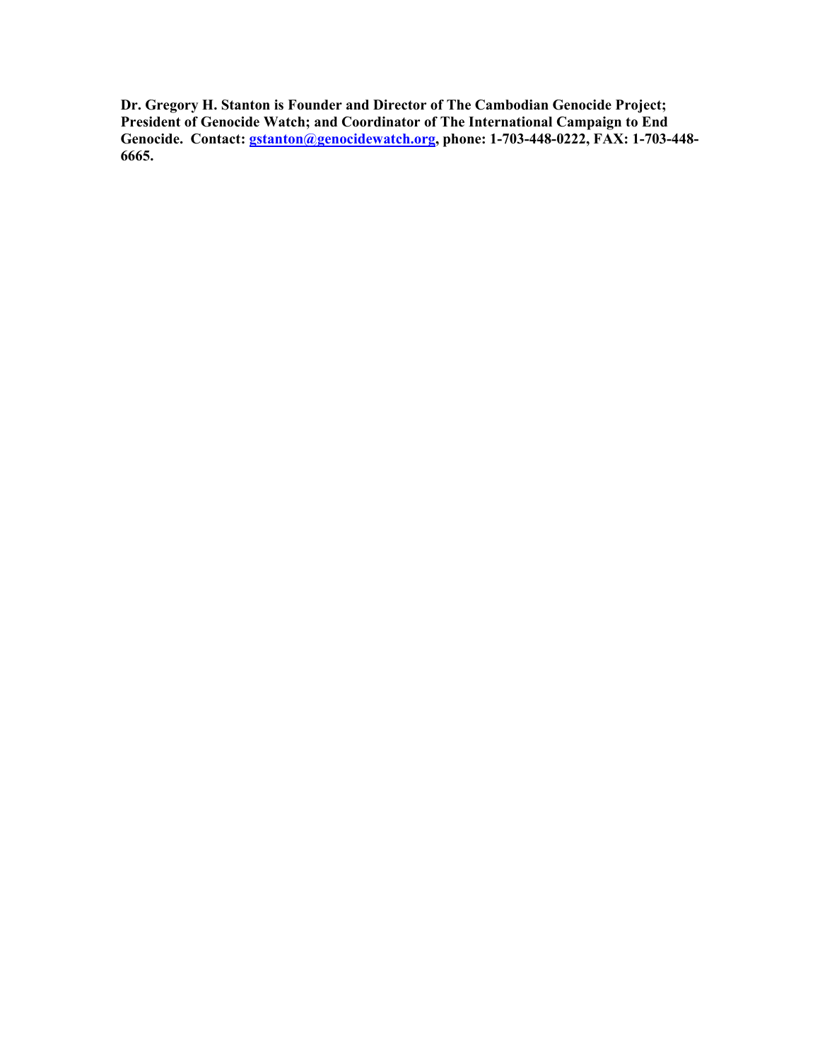**Dr. Gregory H. Stanton is Founder and Director of The Cambodian Genocide Project; President of Genocide Watch; and Coordinator of The International Campaign to End Genocide. Contact: gstanton@genocidewatch.org, phone: 1-703-448-0222, FAX: 1-703-448-6665.**